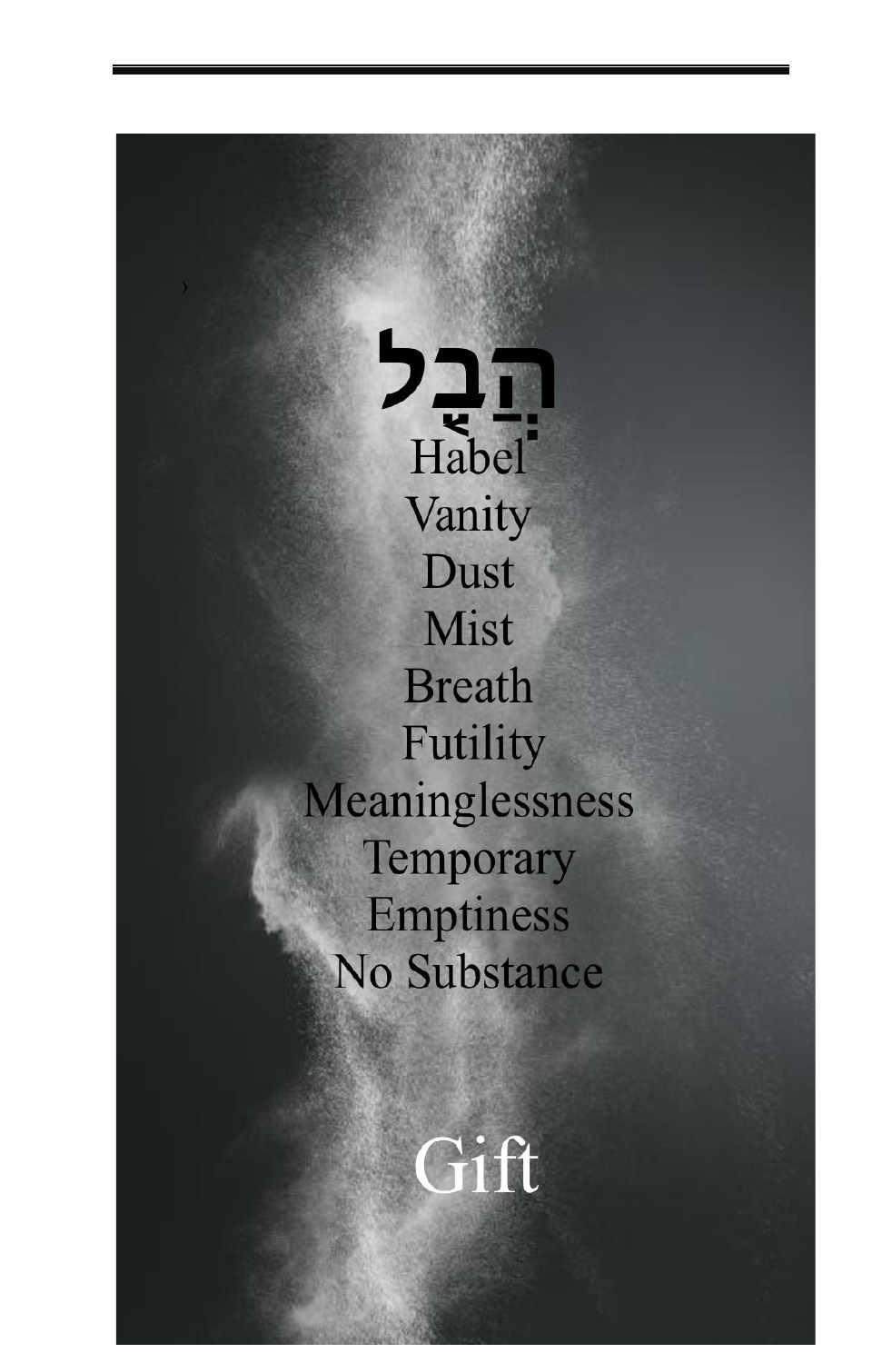# הֲבֶל

Habel

Vanity

Dust

Mist

Breath

Futility

Meaninglessness

Temporary

Emptiness

No Substance

Gift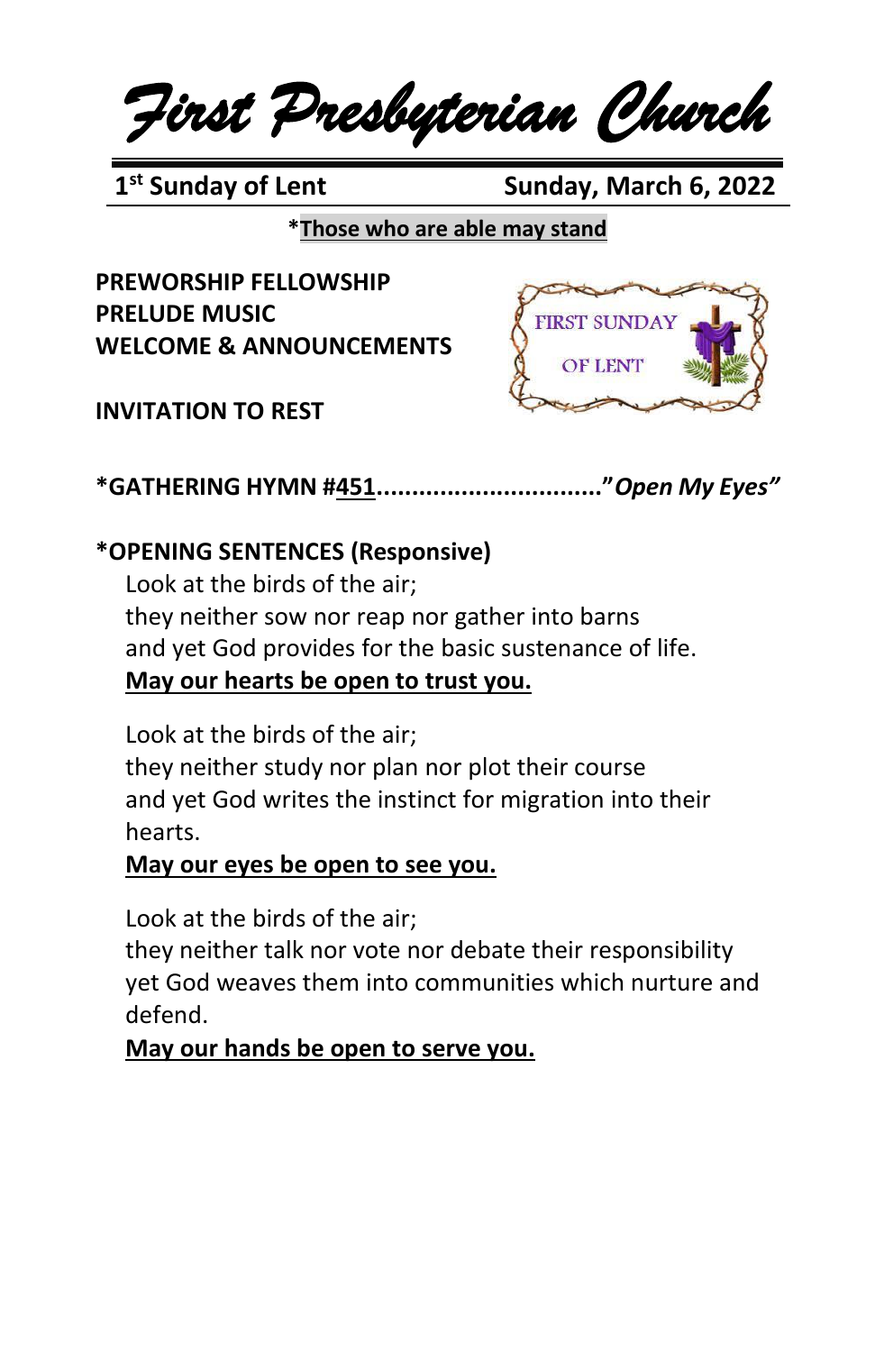# First Presbyterian Church

1st Sunday of Lent — Sunday, March 6, 2022

*Those who are able may stand

**PREWORSHIP FELLOWSHIP**
**PRELUDE MUSIC**
**WELCOME & ANNOUNCEMENTS**

FIRST SUNDAY OF LENT

**INVITATION TO REST**

***GATHERING HYMN #451**................................*"Open My Eyes"*

***OPENING SENTENCES (Responsive)**

Look at the birds of the air;
they neither sow nor reap nor gather into barns
and yet God provides for the basic sustenance of life.
**May our hearts be open to trust you.**

Look at the birds of the air;
they neither study nor plan nor plot their course
and yet God writes the instinct for migration into their hearts.
**May our eyes be open to see you.**

Look at the birds of the air;
they neither talk nor vote nor debate their responsibility
yet God weaves them into communities which nurture and defend.
**May our hands be open to serve you.**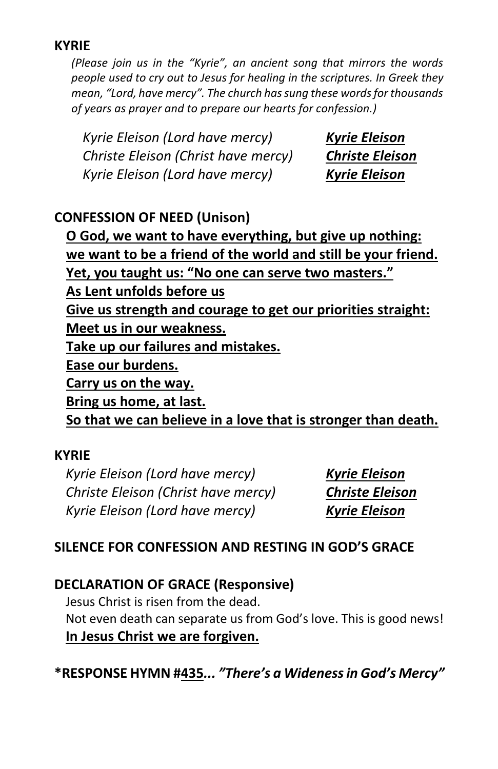**KYRIE**

*(Please join us in the "Kyrie", an ancient song that mirrors the words people used to cry out to Jesus for healing in the scriptures. In Greek they mean, "Lord, have mercy". The church has sung these words for thousands of years as prayer and to prepare our hearts for confession.)*

*Kyrie Eleison (Lord have mercy)* ***Kyrie Eleison***
*Christe Eleison (Christ have mercy)* ***Christe Eleison***
*Kyrie Eleison (Lord have mercy)* ***Kyrie Eleison***

**CONFESSION OF NEED (Unison)**

**O God, we want to have everything, but give up nothing:**
**we want to be a friend of the world and still be your friend.**
**Yet, you taught us: "No one can serve two masters."**
**As Lent unfolds before us**
**Give us strength and courage to get our priorities straight:**
**Meet us in our weakness.**
**Take up our failures and mistakes.**
**Ease our burdens.**
**Carry us on the way.**
**Bring us home, at last.**
**So that we can believe in a love that is stronger than death.**

**KYRIE**

*Kyrie Eleison (Lord have mercy)* ***Kyrie Eleison***
*Christe Eleison (Christ have mercy)* ***Christe Eleison***
*Kyrie Eleison (Lord have mercy)* ***Kyrie Eleison***

**SILENCE FOR CONFESSION AND RESTING IN GOD'S GRACE**

**DECLARATION OF GRACE (Responsive)**

Jesus Christ is risen from the dead.
Not even death can separate us from God's love. This is good news!
**In Jesus Christ we are forgiven.**

**\*RESPONSE HYMN #435... *"There's a Wideness in God's Mercy"***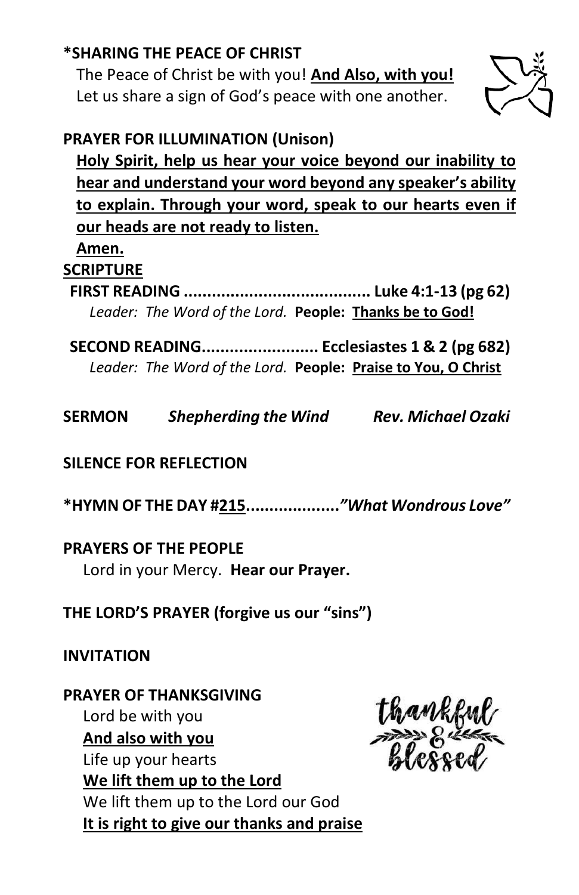**\*SHARING THE PEACE OF CHRIST**

The Peace of Christ be with you! **And Also, with you!**
Let us share a sign of God's peace with one another.

**PRAYER FOR ILLUMINATION (Unison)**

**Holy Spirit, help us hear your voice beyond our inability to hear and understand your word beyond any speaker's ability to explain. Through your word, speak to our hearts even if our heads are not ready to listen.**
**Amen.**

**SCRIPTURE**

**FIRST READING ........................................ Luke 4:1-13 (pg 62)**
*Leader: The Word of the Lord.* **People: Thanks be to God!**

**SECOND READING......................... Ecclesiastes 1 & 2 (pg 682)**
*Leader: The Word of the Lord.* **People: Praise to You, O Christ**

**SERMON** ***Shepherding the Wind*** ***Rev. Michael Ozaki***

**SILENCE FOR REFLECTION**

**\*HYMN OF THE DAY #215...................*"What Wondrous Love"***

**PRAYERS OF THE PEOPLE**

Lord in your Mercy. **Hear our Prayer.**

**THE LORD'S PRAYER (forgive us our "sins")**

**INVITATION**

**PRAYER OF THANKSGIVING**

Lord be with you
**And also with you**
Life up your hearts
**We lift them up to the Lord**
We lift them up to the Lord our God
**It is right to give our thanks and praise**

thankful & blessed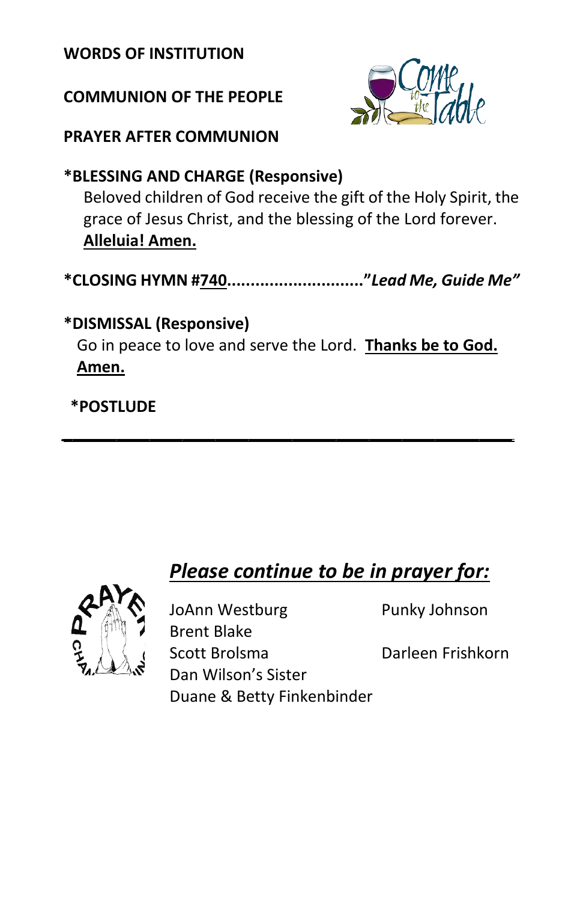**WORDS OF INSTITUTION**

**COMMUNION OF THE PEOPLE**

**PRAYER AFTER COMMUNION**

**\*BLESSING AND CHARGE (Responsive)**

Beloved children of God receive the gift of the Holy Spirit, the grace of Jesus Christ, and the blessing of the Lord forever. **Alleluia! Amen.**

**\*CLOSING HYMN #740............................"*Lead Me, Guide Me"***

**\*DISMISSAL (Responsive)**

Go in peace to love and serve the Lord. **Thanks be to God. Amen.**

**\*POSTLUDE**

---

***Please continue to be in prayer for:***

JoAnn Westburg
Punky Johnson
Brent Blake
Scott Brolsma
Darleen Frishkorn
Dan Wilson's Sister
Duane & Betty Finkenbinder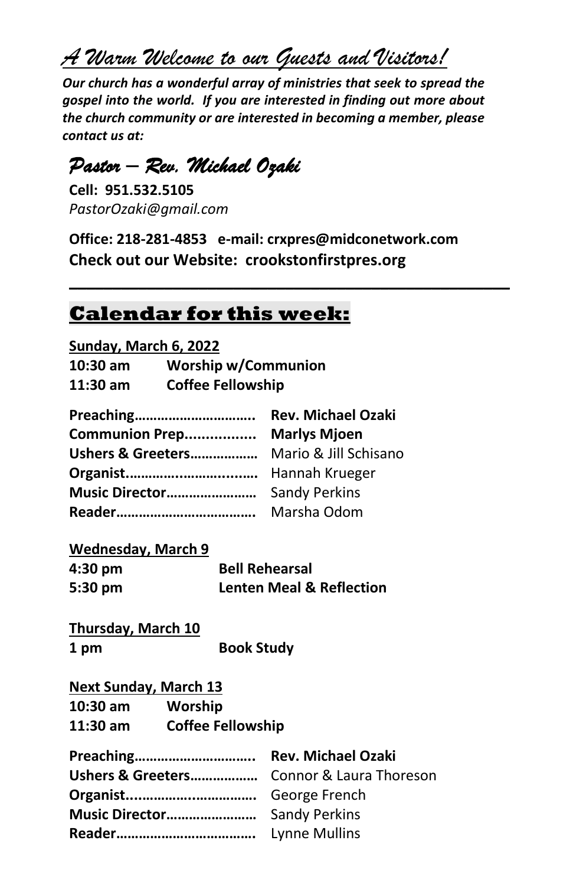# *A Warm Welcome to our Guests and Visitors!*

***Our church has a wonderful array of ministries that seek to spread the gospel into the world. If you are interested in finding out more about the church community or are interested in becoming a member, please contact us at:***

## *Pastor – Rev. Michael Ozaki*

**Cell: 951.532.5105**
*PastorOzaki@gmail.com*

**Office: 218-281-4853 e-mail: crxpres@midconetwork.com**
**Check out our Website: crookstonfirstpres.org**

---

## Calendar for this week:

**Sunday, March 6, 2022**

**10:30 am** **Worship w/Communion**
**11:30 am** **Coffee Fellowship**

**Preaching…………………………..** **Rev. Michael Ozaki**
**Communion Prep................** **Marlys Mjoen**
**Ushers & Greeters………………** Mario & Jill Schisano
**Organist……………………...……** Hannah Krueger
**Music Director……………………** Sandy Perkins
**Reader………………………………** Marsha Odom

**Wednesday, March 9**

**4:30 pm** **Bell Rehearsal**
**5:30 pm** **Lenten Meal & Reflection**

**Thursday, March 10**

**1 pm** **Book Study**

**Next Sunday, March 13**

**10:30 am** **Worship**
**11:30 am** **Coffee Fellowship**

**Preaching…………………………..** **Rev. Michael Ozaki**
**Ushers & Greeters………………** Connor & Laura Thoreson
**Organist..…………………………..** George French
**Music Director……………………** Sandy Perkins
**Reader………………………………** Lynne Mullins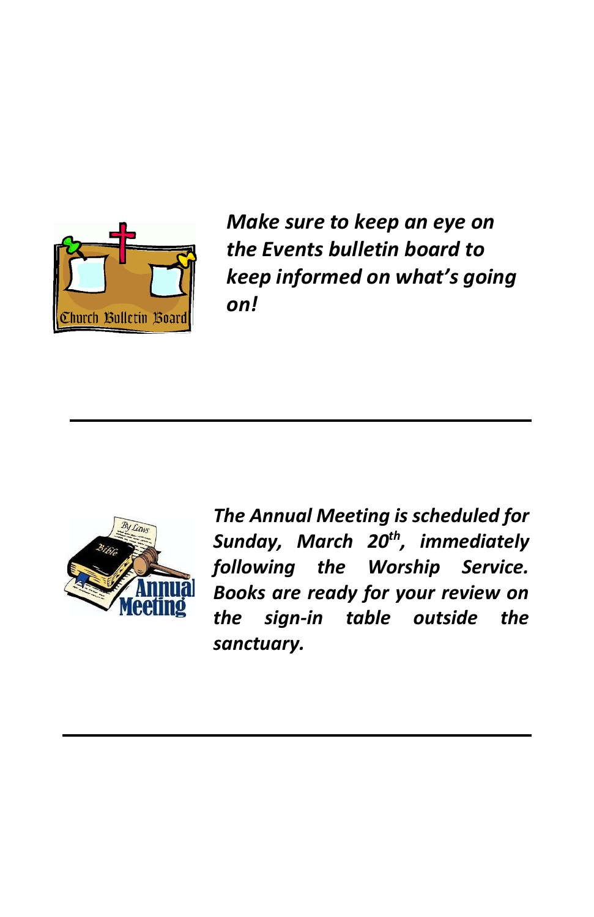*Make sure to keep an eye on the Events bulletin board to keep informed on what's going on!*

---

*The Annual Meeting is scheduled for Sunday, March 20th, immediately following the Worship Service. Books are ready for your review on the sign-in table outside the sanctuary.*

---